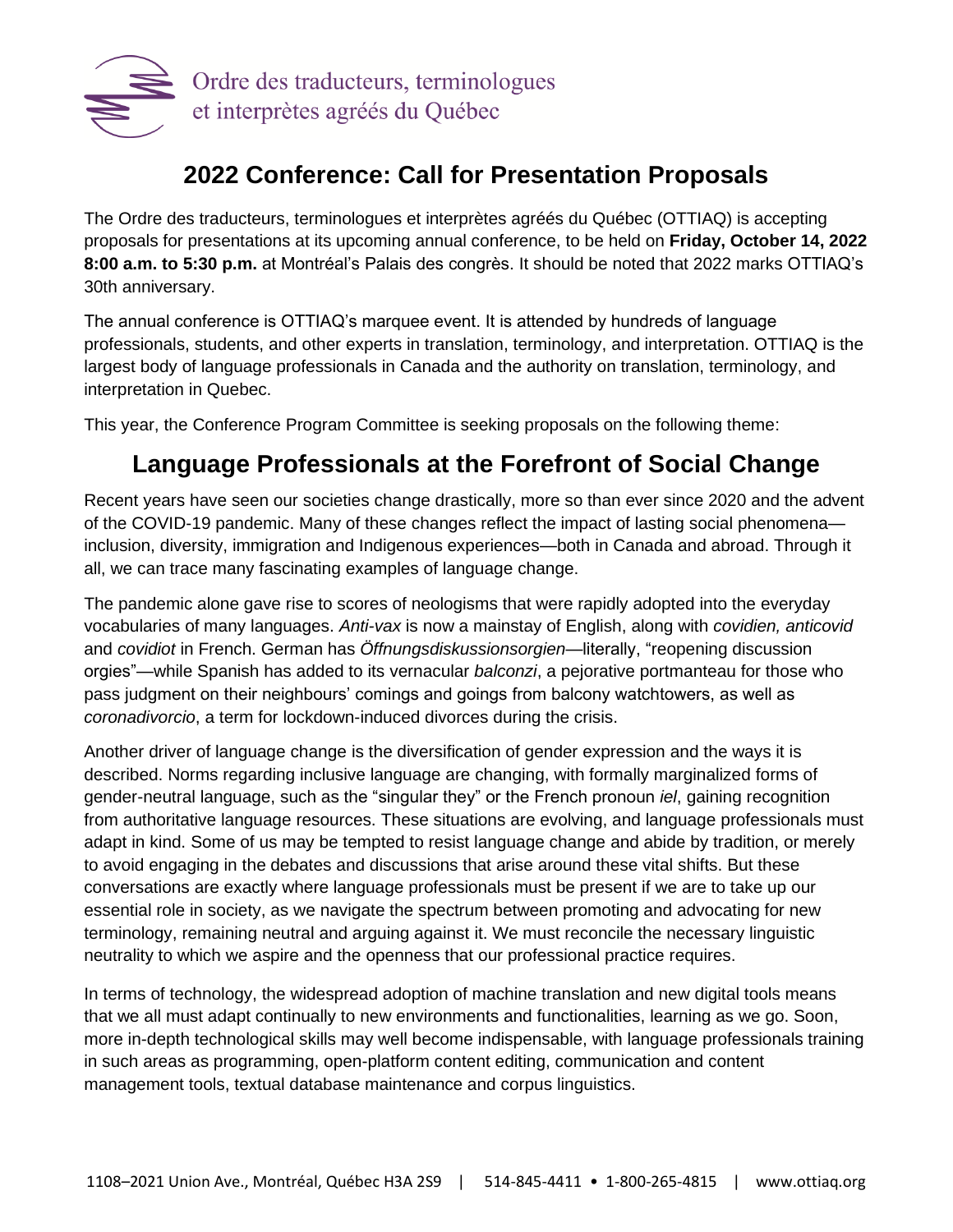Ordre des traducteurs, terminologues et interprètes agréés du Québec

# 2022 Conference: Call for Presentation Proposals

The Ordre des traducteurs, terminologues et interprètes agréés du Québec (OTTIAQ) is accepting proposals for presentations at its upcoming annual conference, to be held on **Friday, October 14, 2022 8:00 a.m. to 5:30 p.m.** at Montréal's Palais des congrès. It should be noted that 2022 marks OTTIAQ's 30th anniversary.

The annual conference is OTTIAQ's marquee event. It is attended by hundreds of language professionals, students, and other experts in translation, terminology, and interpretation. OTTIAQ is the largest body of language professionals in Canada and the authority on translation, terminology, and interpretation in Quebec.

This year, the Conference Program Committee is seeking proposals on the following theme:

## Language Professionals at the Forefront of Social Change

Recent years have seen our societies change drastically, more so than ever since 2020 and the advent of the COVID-19 pandemic. Many of these changes reflect the impact of lasting social phenomena—inclusion, diversity, immigration and Indigenous experiences—both in Canada and abroad. Through it all, we can trace many fascinating examples of language change.

The pandemic alone gave rise to scores of neologisms that were rapidly adopted into the everyday vocabularies of many languages. *Anti-vax* is now a mainstay of English, along with *covidien, anticovid* and *covidiot* in French. German has *Öffnungsdiskussionsorgien*—literally, "reopening discussion orgies"—while Spanish has added to its vernacular *balconzi*, a pejorative portmanteau for those who pass judgment on their neighbours' comings and goings from balcony watchtowers, as well as *coronadivorcio*, a term for lockdown-induced divorces during the crisis.

Another driver of language change is the diversification of gender expression and the ways it is described. Norms regarding inclusive language are changing, with formally marginalized forms of gender-neutral language, such as the "singular they" or the French pronoun *iel*, gaining recognition from authoritative language resources. These situations are evolving, and language professionals must adapt in kind. Some of us may be tempted to resist language change and abide by tradition, or merely to avoid engaging in the debates and discussions that arise around these vital shifts. But these conversations are exactly where language professionals must be present if we are to take up our essential role in society, as we navigate the spectrum between promoting and advocating for new terminology, remaining neutral and arguing against it. We must reconcile the necessary linguistic neutrality to which we aspire and the openness that our professional practice requires.

In terms of technology, the widespread adoption of machine translation and new digital tools means that we all must adapt continually to new environments and functionalities, learning as we go. Soon, more in-depth technological skills may well become indispensable, with language professionals training in such areas as programming, open-platform content editing, communication and content management tools, textual database maintenance and corpus linguistics.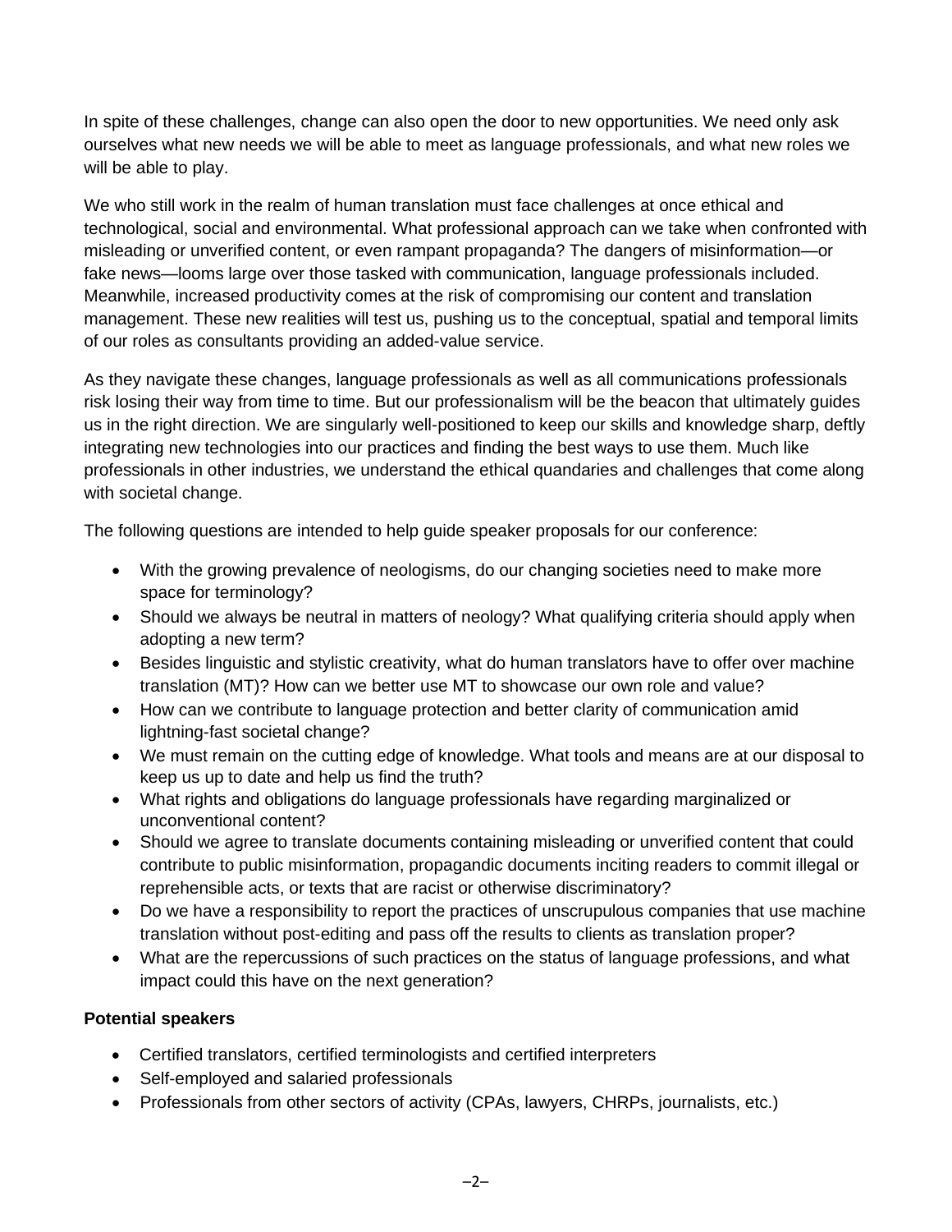In spite of these challenges, change can also open the door to new opportunities. We need only ask ourselves what new needs we will be able to meet as language professionals, and what new roles we will be able to play.

We who still work in the realm of human translation must face challenges at once ethical and technological, social and environmental. What professional approach can we take when confronted with misleading or unverified content, or even rampant propaganda? The dangers of misinformation—or fake news—looms large over those tasked with communication, language professionals included. Meanwhile, increased productivity comes at the risk of compromising our content and translation management. These new realities will test us, pushing us to the conceptual, spatial and temporal limits of our roles as consultants providing an added-value service.

As they navigate these changes, language professionals as well as all communications professionals risk losing their way from time to time. But our professionalism will be the beacon that ultimately guides us in the right direction. We are singularly well-positioned to keep our skills and knowledge sharp, deftly integrating new technologies into our practices and finding the best ways to use them. Much like professionals in other industries, we understand the ethical quandaries and challenges that come along with societal change.

The following questions are intended to help guide speaker proposals for our conference:

- With the growing prevalence of neologisms, do our changing societies need to make more space for terminology?
- Should we always be neutral in matters of neology? What qualifying criteria should apply when adopting a new term?
- Besides linguistic and stylistic creativity, what do human translators have to offer over machine translation (MT)? How can we better use MT to showcase our own role and value?
- How can we contribute to language protection and better clarity of communication amid lightning-fast societal change?
- We must remain on the cutting edge of knowledge. What tools and means are at our disposal to keep us up to date and help us find the truth?
- What rights and obligations do language professionals have regarding marginalized or unconventional content?
- Should we agree to translate documents containing misleading or unverified content that could contribute to public misinformation, propagandic documents inciting readers to commit illegal or reprehensible acts, or texts that are racist or otherwise discriminatory?
- Do we have a responsibility to report the practices of unscrupulous companies that use machine translation without post-editing and pass off the results to clients as translation proper?
- What are the repercussions of such practices on the status of language professions, and what impact could this have on the next generation?

**Potential speakers**

- Certified translators, certified terminologists and certified interpreters
- Self-employed and salaried professionals
- Professionals from other sectors of activity (CPAs, lawyers, CHRPs, journalists, etc.)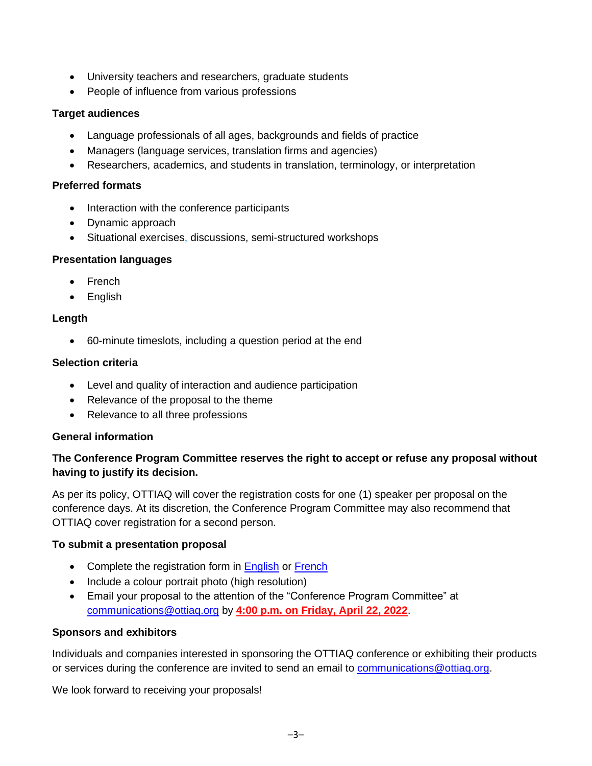- University teachers and researchers, graduate students
- People of influence from various professions

**Target audiences**

- Language professionals of all ages, backgrounds and fields of practice
- Managers (language services, translation firms and agencies)
- Researchers, academics, and students in translation, terminology, or interpretation

**Preferred formats**

- Interaction with the conference participants
- Dynamic approach
- Situational exercises, discussions, semi-structured workshops

**Presentation languages**

- French
- English

**Length**

- 60-minute timeslots, including a question period at the end

**Selection criteria**

- Level and quality of interaction and audience participation
- Relevance of the proposal to the theme
- Relevance to all three professions

**General information**

**The Conference Program Committee reserves the right to accept or refuse any proposal without having to justify its decision.**

As per its policy, OTTIAQ will cover the registration costs for one (1) speaker per proposal on the conference days. At its discretion, the Conference Program Committee may also recommend that OTTIAQ cover registration for a second person.

**To submit a presentation proposal**

- Complete the registration form in English or French
- Include a colour portrait photo (high resolution)
- Email your proposal to the attention of the "Conference Program Committee" at communications@ottiaq.org by **4:00 p.m. on Friday, April 22, 2022**.

**Sponsors and exhibitors**

Individuals and companies interested in sponsoring the OTTIAQ conference or exhibiting their products or services during the conference are invited to send an email to communications@ottiaq.org.

We look forward to receiving your proposals!